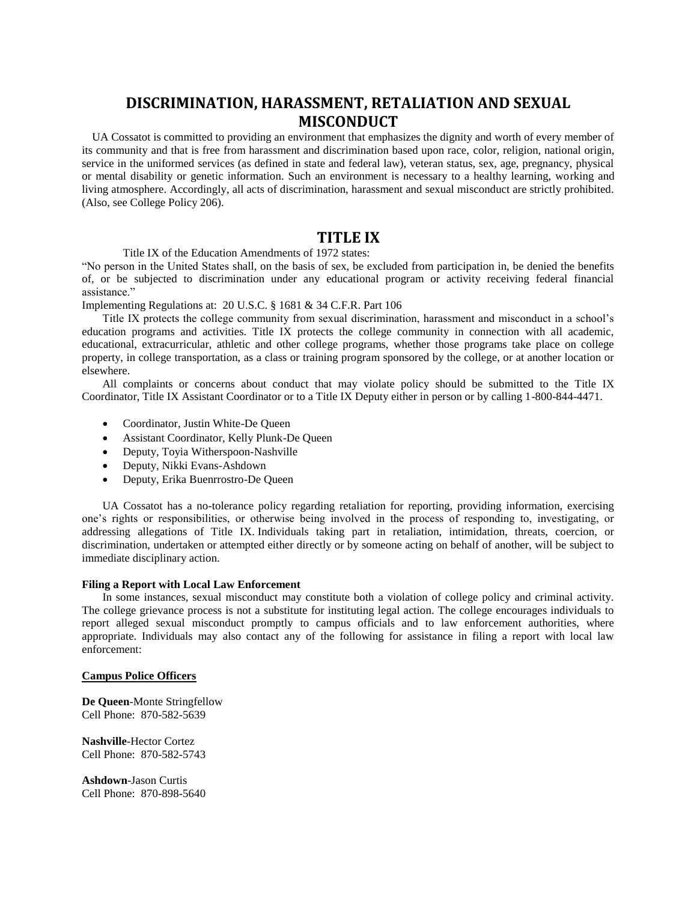# DISCRIMINATION, HARASSMENT, RETALIATION AND SEXUAL MISCONDUCT

UA Cossatot is committed to providing an environment that emphasizes the dignity and worth of every member of its community and that is free from harassment and discrimination based upon race, color, religion, national origin, service in the uniformed services (as defined in state and federal law), veteran status, sex, age, pregnancy, physical or mental disability or genetic information. Such an environment is necessary to a healthy learning, working and living atmosphere. Accordingly, all acts of discrimination, harassment and sexual misconduct are strictly prohibited. (Also, see College Policy 206).

# TITLE IX

Title IX of the Education Amendments of 1972 states:

"No person in the United States shall, on the basis of sex, be excluded from participation in, be denied the benefits of, or be subjected to discrimination under any educational program or activity receiving federal financial assistance."

Implementing Regulations at: 20 U.S.C. § 1681 & 34 C.F.R. Part 106

Title IX protects the college community from sexual discrimination, harassment and misconduct in a school's education programs and activities. Title IX protects the college community in connection with all academic, educational, extracurricular, athletic and other college programs, whether those programs take place on college property, in college transportation, as a class or training program sponsored by the college, or at another location or elsewhere.

All complaints or concerns about conduct that may violate policy should be submitted to the Title IX Coordinator, Title IX Assistant Coordinator or to a Title IX Deputy either in person or by calling 1-800-844-4471.

- Coordinator, Justin White-De Queen
- Assistant Coordinator, Kelly Plunk-De Queen
- Deputy, Toyia Witherspoon-Nashville
- Deputy, Nikki Evans-Ashdown
- Deputy, Erika Buenrrostro-De Queen

UA Cossatot has a no-tolerance policy regarding retaliation for reporting, providing information, exercising one's rights or responsibilities, or otherwise being involved in the process of responding to, investigating, or addressing allegations of Title IX. Individuals taking part in retaliation, intimidation, threats, coercion, or discrimination, undertaken or attempted either directly or by someone acting on behalf of another, will be subject to immediate disciplinary action.

**Filing a Report with Local Law Enforcement**

In some instances, sexual misconduct may constitute both a violation of college policy and criminal activity. The college grievance process is not a substitute for instituting legal action. The college encourages individuals to report alleged sexual misconduct promptly to campus officials and to law enforcement authorities, where appropriate. Individuals may also contact any of the following for assistance in filing a report with local law enforcement:

**Campus Police Officers**

**De Queen**-Monte Stringfellow
Cell Phone: 870-582-5639

**Nashville**-Hector Cortez
Cell Phone: 870-582-5743

**Ashdown**-Jason Curtis
Cell Phone: 870-898-5640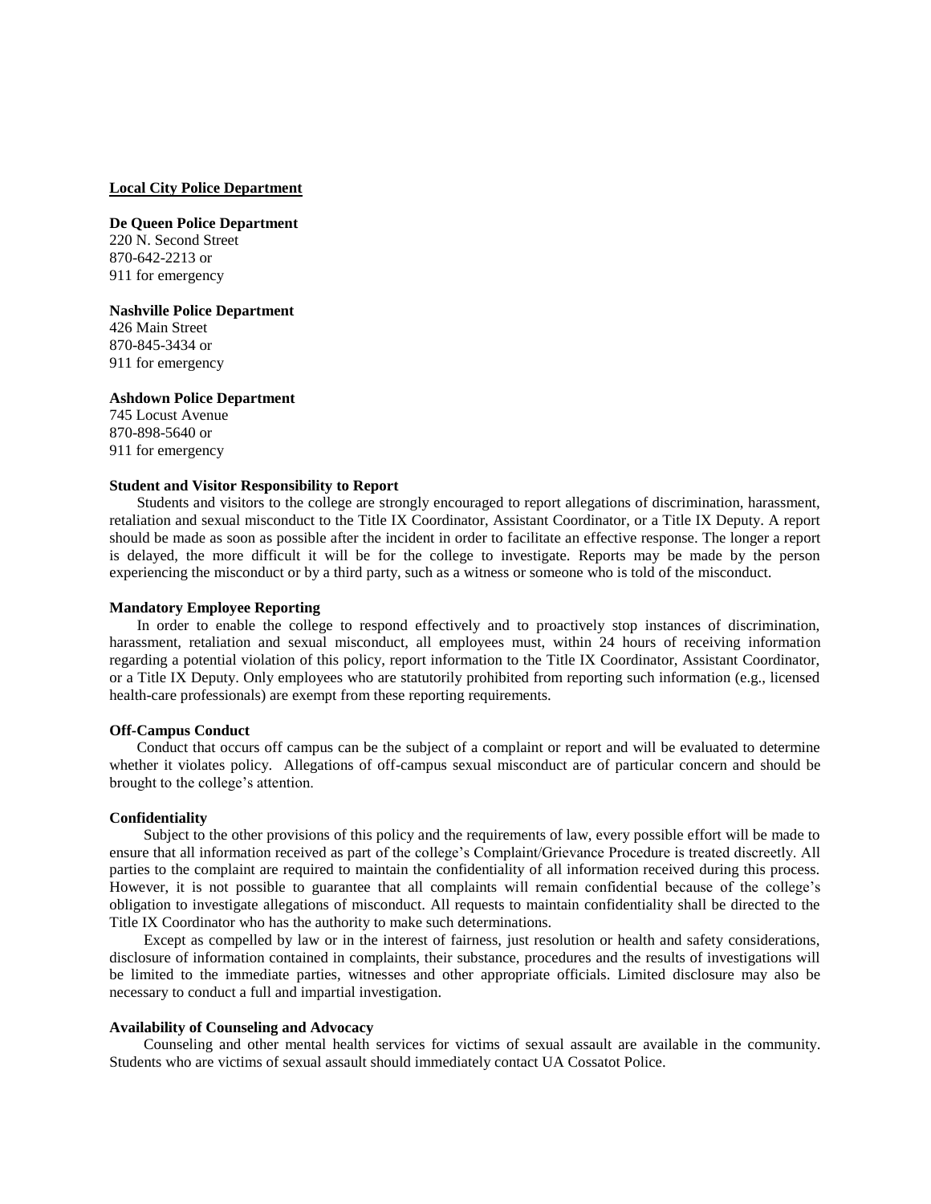**Local City Police Department**

**De Queen Police Department**
220 N. Second Street
870-642-2213 or
911 for emergency

**Nashville Police Department**
426 Main Street
870-845-3434 or
911 for emergency

**Ashdown Police Department**
745 Locust Avenue
870-898-5640 or
911 for emergency

**Student and Visitor Responsibility to Report**

Students and visitors to the college are strongly encouraged to report allegations of discrimination, harassment, retaliation and sexual misconduct to the Title IX Coordinator, Assistant Coordinator, or a Title IX Deputy. A report should be made as soon as possible after the incident in order to facilitate an effective response. The longer a report is delayed, the more difficult it will be for the college to investigate. Reports may be made by the person experiencing the misconduct or by a third party, such as a witness or someone who is told of the misconduct.

**Mandatory Employee Reporting**

In order to enable the college to respond effectively and to proactively stop instances of discrimination, harassment, retaliation and sexual misconduct, all employees must, within 24 hours of receiving information regarding a potential violation of this policy, report information to the Title IX Coordinator, Assistant Coordinator, or a Title IX Deputy. Only employees who are statutorily prohibited from reporting such information (e.g., licensed health-care professionals) are exempt from these reporting requirements.

**Off-Campus Conduct**

Conduct that occurs off campus can be the subject of a complaint or report and will be evaluated to determine whether it violates policy. Allegations of off-campus sexual misconduct are of particular concern and should be brought to the college's attention.

**Confidentiality**

Subject to the other provisions of this policy and the requirements of law, every possible effort will be made to ensure that all information received as part of the college's Complaint/Grievance Procedure is treated discreetly. All parties to the complaint are required to maintain the confidentiality of all information received during this process. However, it is not possible to guarantee that all complaints will remain confidential because of the college's obligation to investigate allegations of misconduct. All requests to maintain confidentiality shall be directed to the Title IX Coordinator who has the authority to make such determinations.

Except as compelled by law or in the interest of fairness, just resolution or health and safety considerations, disclosure of information contained in complaints, their substance, procedures and the results of investigations will be limited to the immediate parties, witnesses and other appropriate officials. Limited disclosure may also be necessary to conduct a full and impartial investigation.

**Availability of Counseling and Advocacy**

Counseling and other mental health services for victims of sexual assault are available in the community. Students who are victims of sexual assault should immediately contact UA Cossatot Police.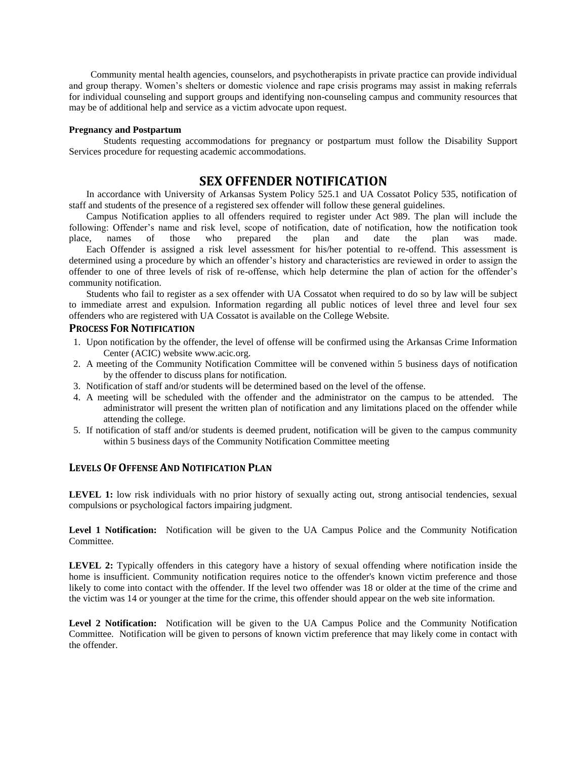Community mental health agencies, counselors, and psychotherapists in private practice can provide individual and group therapy. Women's shelters or domestic violence and rape crisis programs may assist in making referrals for individual counseling and support groups and identifying non-counseling campus and community resources that may be of additional help and service as a victim advocate upon request.

**Pregnancy and Postpartum**

Students requesting accommodations for pregnancy or postpartum must follow the Disability Support Services procedure for requesting academic accommodations.

# SEX OFFENDER NOTIFICATION

In accordance with University of Arkansas System Policy 525.1 and UA Cossatot Policy 535, notification of staff and students of the presence of a registered sex offender will follow these general guidelines.

Campus Notification applies to all offenders required to register under Act 989. The plan will include the following: Offender's name and risk level, scope of notification, date of notification, how the notification took place, names of those who prepared the plan and date the plan was made.

Each Offender is assigned a risk level assessment for his/her potential to re-offend. This assessment is determined using a procedure by which an offender's history and characteristics are reviewed in order to assign the offender to one of three levels of risk of re-offense, which help determine the plan of action for the offender's community notification.

Students who fail to register as a sex offender with UA Cossatot when required to do so by law will be subject to immediate arrest and expulsion. Information regarding all public notices of level three and level four sex offenders who are registered with UA Cossatot is available on the College Website.

## PROCESS FOR NOTIFICATION

1. Upon notification by the offender, the level of offense will be confirmed using the Arkansas Crime Information Center (ACIC) website www.acic.org.
2. A meeting of the Community Notification Committee will be convened within 5 business days of notification by the offender to discuss plans for notification.
3. Notification of staff and/or students will be determined based on the level of the offense.
4. A meeting will be scheduled with the offender and the administrator on the campus to be attended. The administrator will present the written plan of notification and any limitations placed on the offender while attending the college.
5. If notification of staff and/or students is deemed prudent, notification will be given to the campus community within 5 business days of the Community Notification Committee meeting

## LEVELS OF OFFENSE AND NOTIFICATION PLAN

**LEVEL 1:** low risk individuals with no prior history of sexually acting out, strong antisocial tendencies, sexual compulsions or psychological factors impairing judgment.

**Level 1 Notification:** Notification will be given to the UA Campus Police and the Community Notification Committee.

**LEVEL 2:** Typically offenders in this category have a history of sexual offending where notification inside the home is insufficient. Community notification requires notice to the offender's known victim preference and those likely to come into contact with the offender. If the level two offender was 18 or older at the time of the crime and the victim was 14 or younger at the time for the crime, this offender should appear on the web site information.

**Level 2 Notification:** Notification will be given to the UA Campus Police and the Community Notification Committee. Notification will be given to persons of known victim preference that may likely come in contact with the offender.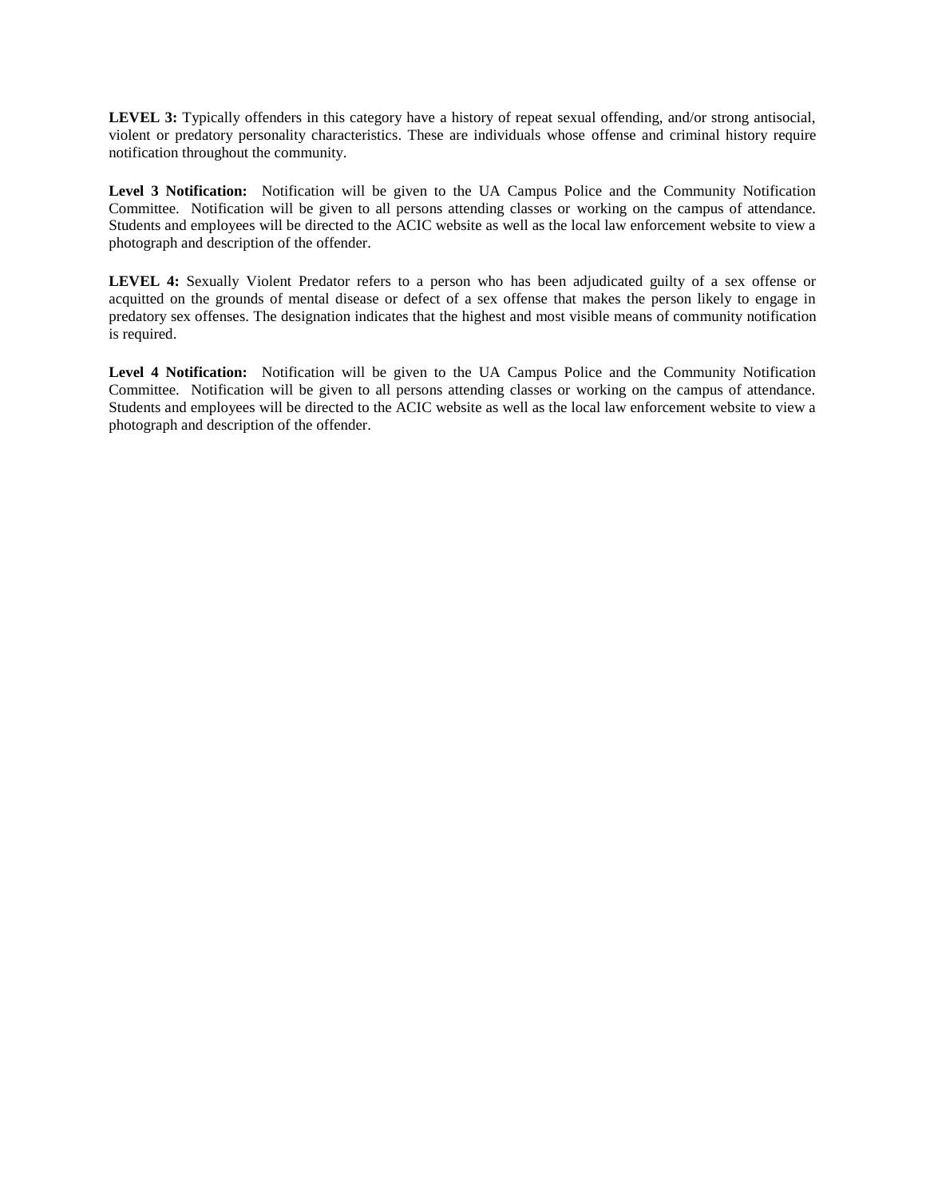**LEVEL 3:** Typically offenders in this category have a history of repeat sexual offending, and/or strong antisocial, violent or predatory personality characteristics. These are individuals whose offense and criminal history require notification throughout the community.

**Level 3 Notification:** Notification will be given to the UA Campus Police and the Community Notification Committee. Notification will be given to all persons attending classes or working on the campus of attendance. Students and employees will be directed to the ACIC website as well as the local law enforcement website to view a photograph and description of the offender.

**LEVEL 4:** Sexually Violent Predator refers to a person who has been adjudicated guilty of a sex offense or acquitted on the grounds of mental disease or defect of a sex offense that makes the person likely to engage in predatory sex offenses. The designation indicates that the highest and most visible means of community notification is required.

**Level 4 Notification:** Notification will be given to the UA Campus Police and the Community Notification Committee. Notification will be given to all persons attending classes or working on the campus of attendance. Students and employees will be directed to the ACIC website as well as the local law enforcement website to view a photograph and description of the offender.